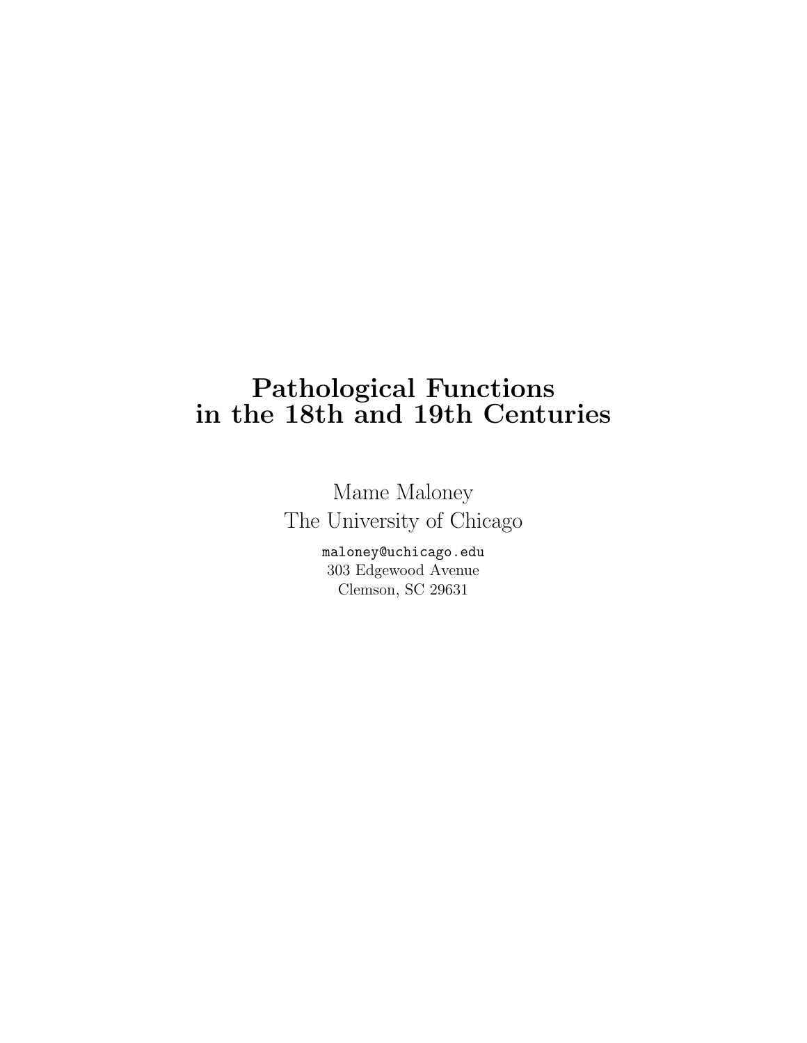# Pathological Functions in the 18th and 19th Centuries

Mame Maloney

The University of Chicago

maloney@uchicago.edu

303 Edgewood Avenue

Clemson, SC 29631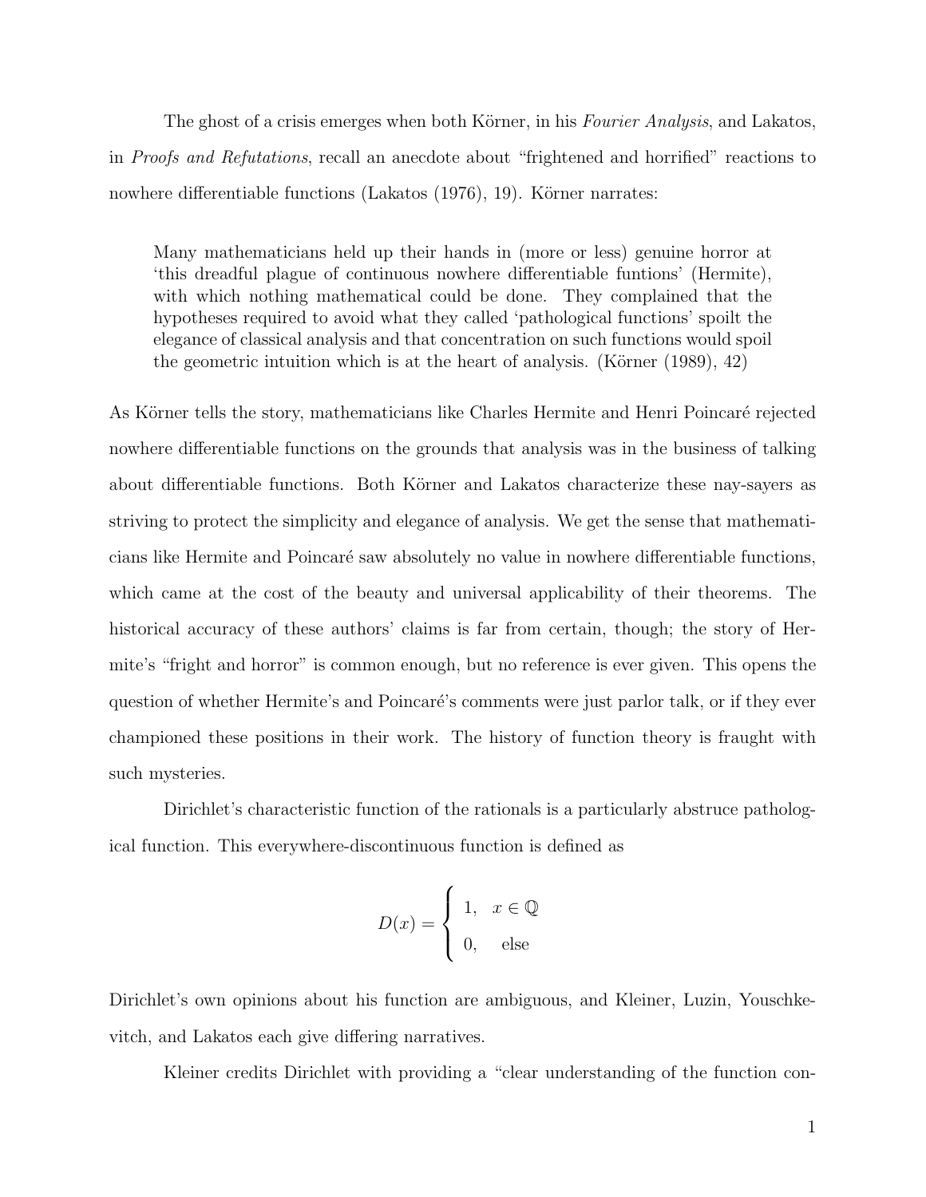The ghost of a crisis emerges when both Körner, in his *Fourier Analysis*, and Lakatos, in *Proofs and Refutations*, recall an anecdote about "frightened and horrified" reactions to nowhere differentiable functions (Lakatos (1976), 19). Körner narrates:

> Many mathematicians held up their hands in (more or less) genuine horror at 'this dreadful plague of continuous nowhere differentiable funtions' (Hermite), with which nothing mathematical could be done. They complained that the hypotheses required to avoid what they called 'pathological functions' spoilt the elegance of classical analysis and that concentration on such functions would spoil the geometric intuition which is at the heart of analysis. (Körner (1989), 42)

As Körner tells the story, mathematicians like Charles Hermite and Henri Poincaré rejected nowhere differentiable functions on the grounds that analysis was in the business of talking about differentiable functions. Both Körner and Lakatos characterize these nay-sayers as striving to protect the simplicity and elegance of analysis. We get the sense that mathematicians like Hermite and Poincaré saw absolutely no value in nowhere differentiable functions, which came at the cost of the beauty and universal applicability of their theorems. The historical accuracy of these authors' claims is far from certain, though; the story of Hermite's "fright and horror" is common enough, but no reference is ever given. This opens the question of whether Hermite's and Poincaré's comments were just parlor talk, or if they ever championed these positions in their work. The history of function theory is fraught with such mysteries.

Dirichlet's characteristic function of the rationals is a particularly abstruce pathological function. This everywhere-discontinuous function is defined as

$$D(x) = \begin{cases} 1, & x \in \mathbb{Q} \\ 0, & \text{else} \end{cases}$$

Dirichlet's own opinions about his function are ambiguous, and Kleiner, Luzin, Youschkevitch, and Lakatos each give differing narratives.

Kleiner credits Dirichlet with providing a "clear understanding of the function con-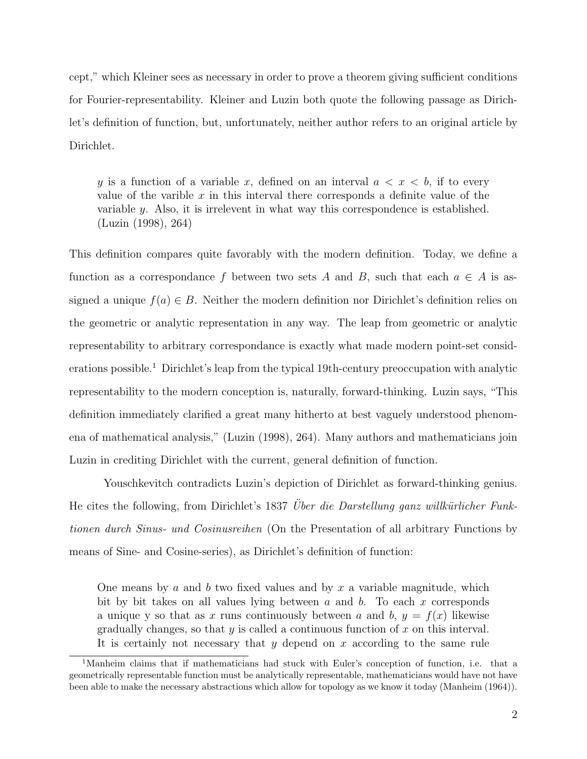cept," which Kleiner sees as necessary in order to prove a theorem giving sufficient conditions for Fourier-representability. Kleiner and Luzin both quote the following passage as Dirichlet's definition of function, but, unfortunately, neither author refers to an original article by Dirichlet.

> $y$ is a function of a variable $x$, defined on an interval $a < x < b$, if to every value of the varible $x$ in this interval there corresponds a definite value of the variable $y$. Also, it is irrelevent in what way this correspondence is established. (Luzin (1998), 264)

This definition compares quite favorably with the modern definition. Today, we define a function as a correspondance $f$ between two sets $A$ and $B$, such that each $a \in A$ is assigned a unique $f(a) \in B$. Neither the modern definition nor Dirichlet's definition relies on the geometric or analytic representation in any way. The leap from geometric or analytic representability to arbitrary correspondance is exactly what made modern point-set considerations possible.[1] Dirichlet's leap from the typical 19th-century preoccupation with analytic representability to the modern conception is, naturally, forward-thinking. Luzin says, "This definition immediately clarified a great many hitherto at best vaguely understood phenomena of mathematical analysis," (Luzin (1998), 264). Many authors and mathematicians join Luzin in crediting Dirichlet with the current, general definition of function.

Youschkevitch contradicts Luzin's depiction of Dirichlet as forward-thinking genius. He cites the following, from Dirichlet's 1837 *Über die Darstellung ganz willkürlicher Funktionen durch Sinus- und Cosinusreihen* (On the Presentation of all arbitrary Functions by means of Sine- and Cosine-series), as Dirichlet's definition of function:

> One means by $a$ and $b$ two fixed values and by $x$ a variable magnitude, which bit by bit takes on all values lying between $a$ and $b$. To each $x$ corresponds a unique y so that as $x$ runs continuously between $a$ and $b$, $y = f(x)$ likewise gradually changes, so that $y$ is called a continuous function of $x$ on this interval. It is certainly not necessary that $y$ depend on $x$ according to the same rule

[1] Manheim claims that if mathematicians had stuck with Euler's conception of function, i.e. that a geometrically representable function must be analytically representable, mathematicians would have not have been able to make the necessary abstractions which allow for topology as we know it today (Manheim (1964)).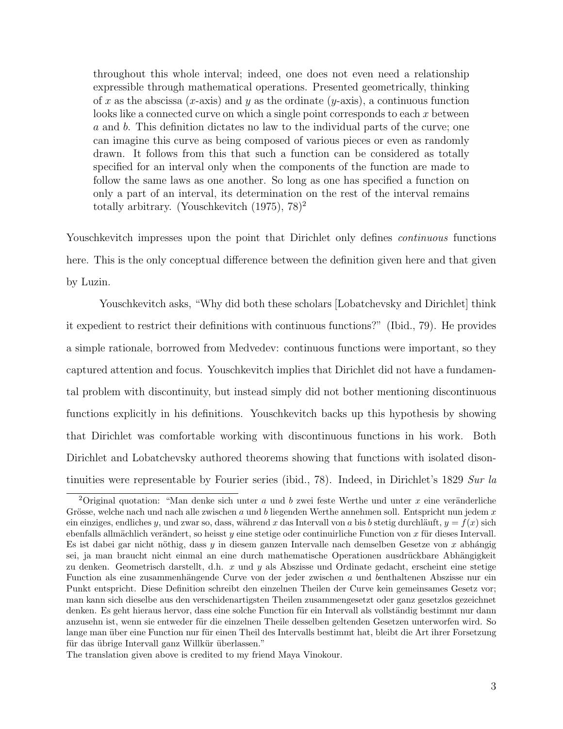> throughout this whole interval; indeed, one does not even need a relationship expressible through mathematical operations. Presented geometrically, thinking of $x$ as the abscissa ($x$-axis) and $y$ as the ordinate ($y$-axis), a continuous function looks like a connected curve on which a single point corresponds to each $x$ between $a$ and $b$. This definition dictates no law to the individual parts of the curve; one can imagine this curve as being composed of various pieces or even as randomly drawn. It follows from this that such a function can be considered as totally specified for an interval only when the components of the function are made to follow the same laws as one another. So long as one has specified a function on only a part of an interval, its determination on the rest of the interval remains totally arbitrary. (Youschkevitch (1975), 78)[2]

Youschkevitch impresses upon the point that Dirichlet only defines *continuous* functions here. This is the only conceptual difference between the definition given here and that given by Luzin.

Youschkevitch asks, "Why did both these scholars [Lobatchevsky and Dirichlet] think it expedient to restrict their definitions with continuous functions?" (Ibid., 79). He provides a simple rationale, borrowed from Medvedev: continuous functions were important, so they captured attention and focus. Youschkevitch implies that Dirichlet did not have a fundamental problem with discontinuity, but instead simply did not bother mentioning discontinuous functions explicitly in his definitions. Youschkevitch backs up this hypothesis by showing that Dirichlet was comfortable working with discontinuous functions in his work. Both Dirichlet and Lobatchevsky authored theorems showing that functions with isolated disontinuities were representable by Fourier series (ibid., 78). Indeed, in Dirichlet's 1829 *Sur la*

---

[2] Original quotation: "Man denke sich unter $a$ und $b$ zwei feste Werthe und unter $x$ eine veränderliche Grösse, welche nach und nach alle zwischen $a$ und $b$ liegenden Werthe annehmen soll. Entspricht nun jedem $x$ ein einziges, endliches $y$, und zwar so, dass, während $x$ das Intervall von $a$ bis $b$ stetig durchläuft, $y = f(x)$ sich ebenfalls allmächlich verändert, so heisst $y$ eine stetige oder continuirliche Function von $x$ für dieses Intervall. Es ist dabei gar nicht nöthig, dass $y$ in diesem ganzen Intervalle nach demselben Gesetze von $x$ abhángig sei, ja man braucht nicht einmal an eine durch mathematische Operationen ausdrückbare Abhängigkeit zu denken. Geometrisch darstellt, d.h. $x$ und $y$ als Abszisse und Ordinate gedacht, erscheint eine stetige Function als eine zusammenhängende Curve von der jeder zwischen $a$ und $b$enthaltenen Abszisse nur ein Punkt entspricht. Diese Definition schreibt den einzelnen Theilen der Curve kein gemeinsames Gesetz vor; man kann sich dieselbe aus den verschidenartigsten Theilen zusammengesetzt oder ganz gesetzlos gezeichnet denken. Es geht hieraus hervor, dass eine solche Function für ein Intervall als vollständig bestimmt nur dann anzusehn ist, wenn sie entweder für die einzelnen Theile desselben geltenden Gesetzen unterworfen wird. So lange man über eine Function nur für einen Theil des Intervalls bestimmt hat, bleibt die Art ihrer Forsetzung für das übrige Intervall ganz Willkür überlassen."
The translation given above is credited to my friend Maya Vinokour.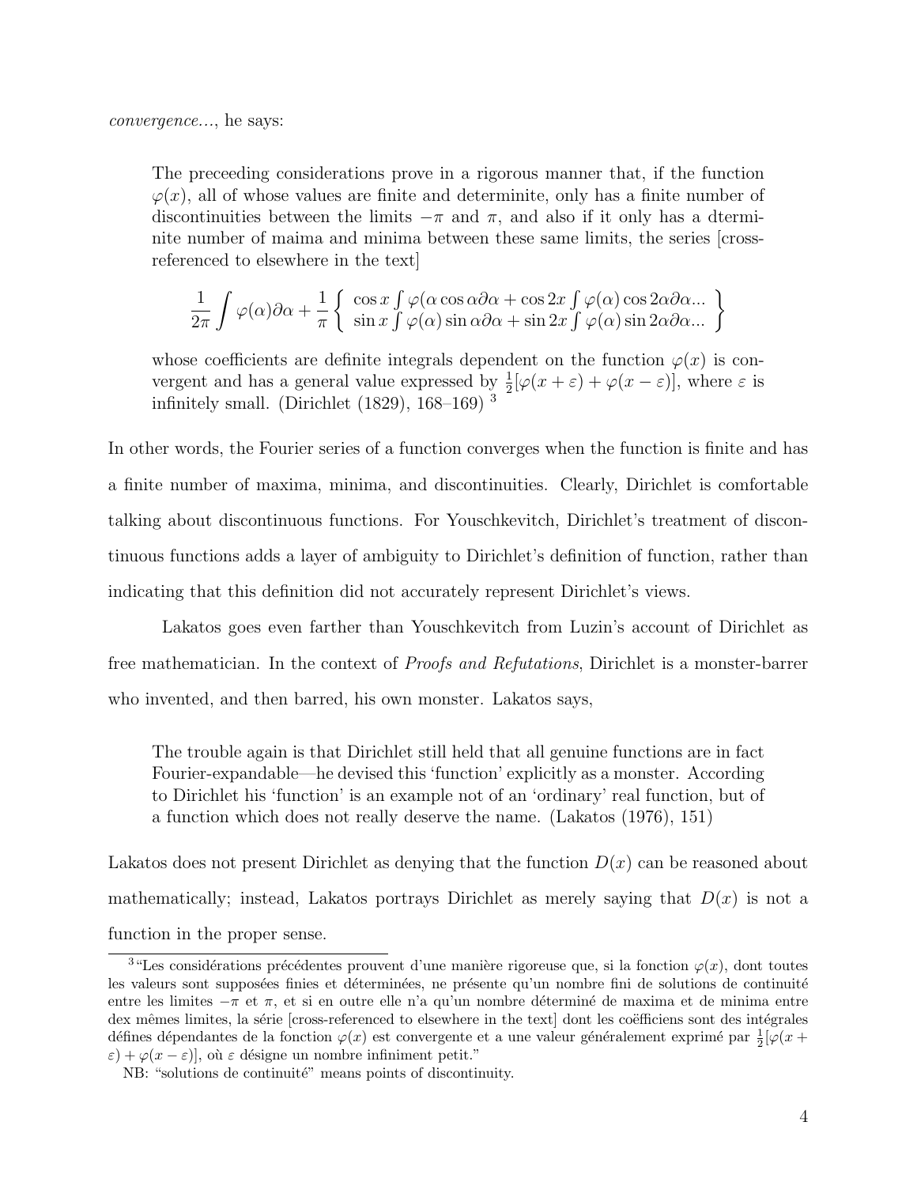*convergence...*, he says:

> The preceeding considerations prove in a rigorous manner that, if the function $\varphi(x)$, all of whose values are finite and determinite, only has a finite number of discontinuities between the limits $-\pi$ and $\pi$, and also if it only has a dterminite number of maima and minima between these same limits, the series [cross-referenced to elsewhere in the text]
>
> $$\frac{1}{2\pi}\int \varphi(\alpha)\partial\alpha + \frac{1}{\pi}\left\{ \begin{array}{l} \cos x \int \varphi(\alpha \cos \alpha\partial\alpha + \cos 2x \int \varphi(\alpha)\cos 2\alpha\partial\alpha ... \\ \sin x \int \varphi(\alpha)\sin \alpha\partial\alpha + \sin 2x \int \varphi(\alpha)\sin 2\alpha\partial\alpha ... \end{array} \right\}$$
>
> whose coefficients are definite integrals dependent on the function $\varphi(x)$ is convergent and has a general value expressed by $\frac{1}{2}[\varphi(x+\varepsilon)+\varphi(x-\varepsilon)]$, where $\varepsilon$ is infinitely small. (Dirichlet (1829), 168–169) [3]

In other words, the Fourier series of a function converges when the function is finite and has a finite number of maxima, minima, and discontinuities. Clearly, Dirichlet is comfortable talking about discontinuous functions. For Youschkevitch, Dirichlet's treatment of discontinuous functions adds a layer of ambiguity to Dirichlet's definition of function, rather than indicating that this definition did not accurately represent Dirichlet's views.

Lakatos goes even farther than Youschkevitch from Luzin's account of Dirichlet as free mathematician. In the context of *Proofs and Refutations*, Dirichlet is a monster-barrer who invented, and then barred, his own monster. Lakatos says,

> The trouble again is that Dirichlet still held that all genuine functions are in fact Fourier-expandable—he devised this 'function' explicitly as a monster. According to Dirichlet his 'function' is an example not of an 'ordinary' real function, but of a function which does not really deserve the name. (Lakatos (1976), 151)

Lakatos does not present Dirichlet as denying that the function $D(x)$ can be reasoned about mathematically; instead, Lakatos portrays Dirichlet as merely saying that $D(x)$ is not a function in the proper sense.

[3] "Les considérations précédentes prouvent d'une manière rigoreuse que, si la fonction $\varphi(x)$, dont toutes les valeurs sont supposées finies et déterminées, ne présente qu'un nombre fini de solutions de continuité entre les limites $-\pi$ et $\pi$, et si en outre elle n'a qu'un nombre déterminé de maxima et de minima entre dex mêmes limites, la série [cross-referenced to elsewhere in the text] dont les coëfficiens sont des intégrales défines dépendantes de la fonction $\varphi(x)$ est convergente et a une valeur généralement exprimé par $\frac{1}{2}[\varphi(x+\varepsilon)+\varphi(x-\varepsilon)]$, où $\varepsilon$ désigne un nombre infiniment petit."

NB: "solutions de continuité" means points of discontinuity.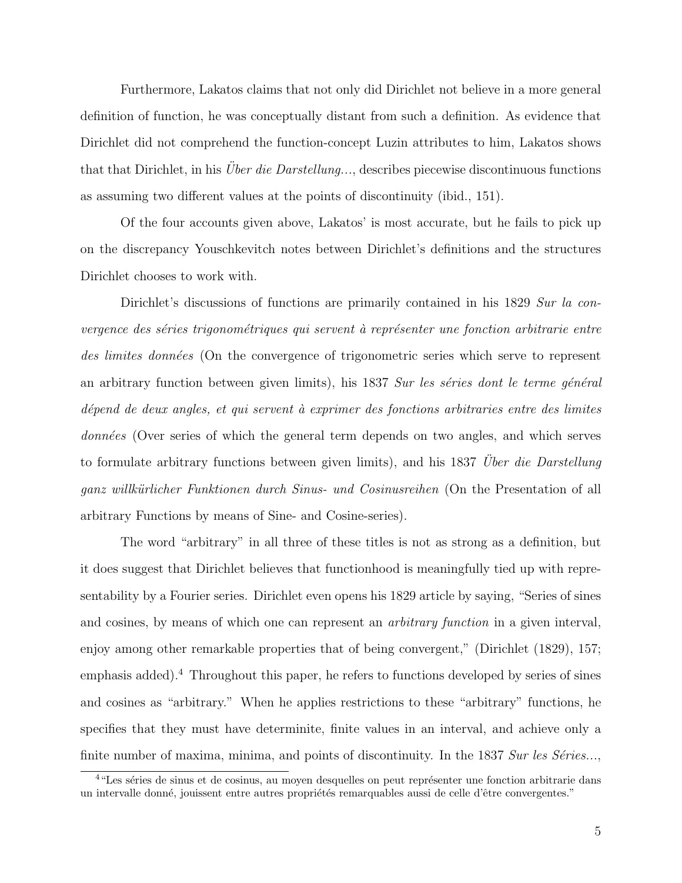Furthermore, Lakatos claims that not only did Dirichlet not believe in a more general definition of function, he was conceptually distant from such a definition. As evidence that Dirichlet did not comprehend the function-concept Luzin attributes to him, Lakatos shows that that Dirichlet, in his *Über die Darstellung...*, describes piecewise discontinuous functions as assuming two different values at the points of discontinuity (ibid., 151).

Of the four accounts given above, Lakatos' is most accurate, but he fails to pick up on the discrepancy Youschkevitch notes between Dirichlet's definitions and the structures Dirichlet chooses to work with.

Dirichlet's discussions of functions are primarily contained in his 1829 *Sur la convergence des séries trigonométriques qui servent à représenter une fonction arbitrarie entre des limites données* (On the convergence of trigonometric series which serve to represent an arbitrary function between given limits), his 1837 *Sur les séries dont le terme général dépend de deux angles, et qui servent à exprimer des fonctions arbitraries entre des limites données* (Over series of which the general term depends on two angles, and which serves to formulate arbitrary functions between given limits), and his 1837 *Über die Darstellung ganz willkürlicher Funktionen durch Sinus- und Cosinusreihen* (On the Presentation of all arbitrary Functions by means of Sine- and Cosine-series).

The word "arbitrary" in all three of these titles is not as strong as a definition, but it does suggest that Dirichlet believes that functionhood is meaningfully tied up with representability by a Fourier series. Dirichlet even opens his 1829 article by saying, "Series of sines and cosines, by means of which one can represent an *arbitrary function* in a given interval, enjoy among other remarkable properties that of being convergent," (Dirichlet (1829), 157; emphasis added).[4] Throughout this paper, he refers to functions developed by series of sines and cosines as "arbitrary." When he applies restrictions to these "arbitrary" functions, he specifies that they must have determinite, finite values in an interval, and achieve only a finite number of maxima, minima, and points of discontinuity. In the 1837 *Sur les Séries...*,

[4] "Les séries de sinus et de cosinus, au moyen desquelles on peut représenter une fonction arbitrarie dans un intervalle donné, jouissent entre autres propriétés remarquables aussi de celle d'être convergentes."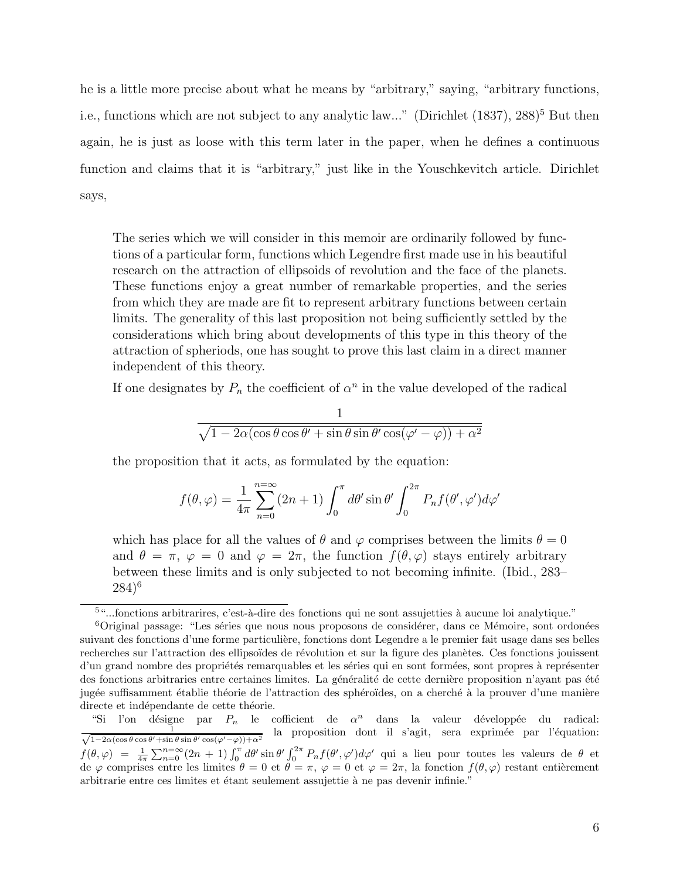he is a little more precise about what he means by "arbitrary," saying, "arbitrary functions, i.e., functions which are not subject to any analytic law..." (Dirichlet (1837), 288)[5] But then again, he is just as loose with this term later in the paper, when he defines a continuous function and claims that it is "arbitrary," just like in the Youschkevitch article. Dirichlet says,

> The series which we will consider in this memoir are ordinarily followed by functions of a particular form, functions which Legendre first made use in his beautiful research on the attraction of ellipsoids of revolution and the face of the planets. These functions enjoy a great number of remarkable properties, and the series from which they are made are fit to represent arbitrary functions between certain limits. The generality of this last proposition not being sufficiently settled by the considerations which bring about developments of this type in this theory of the attraction of spheriods, one has sought to prove this last claim in a direct manner independent of this theory.
>
> If one designates by $P_n$ the coefficient of $\alpha^n$ in the value developed of the radical
>
> $$\frac{1}{\sqrt{1 - 2\alpha(\cos\theta\cos\theta' + \sin\theta\sin\theta'\cos(\varphi' - \varphi)) + \alpha^2}}$$
>
> the proposition that it acts, as formulated by the equation:
>
> $$f(\theta, \varphi) = \frac{1}{4\pi}\sum_{n=0}^{n=\infty}(2n+1)\int_0^{\pi} d\theta' \sin\theta' \int_0^{2\pi} P_n f(\theta', \varphi') d\varphi'$$
>
> which has place for all the values of $\theta$ and $\varphi$ comprises between the limits $\theta = 0$ and $\theta = \pi$, $\varphi = 0$ and $\varphi = 2\pi$, the function $f(\theta, \varphi)$ stays entirely arbitrary between these limits and is only subjected to not becoming infinite. (Ibid., 283–284)[6]

---

[5] "...fonctions arbitrarires, c'est-à-dire des fonctions qui ne sont assujetties à aucune loi analytique."

[6] Original passage: "Les séries que nous nous proposons de considérer, dans ce Mémoire, sont ordonées suivant des fonctions d'une forme particulière, fonctions dont Legendre a le premier fait usage dans ses belles recherches sur l'attraction des ellipsoïdes de révolution et sur la figure des planètes. Ces fonctions jouissent d'un grand nombre des propriétés remarkables et les séries qui en sont formées, sont propres à représenter des fonctions arbitraries entre certaines limites. La généralité de cette dernière proposition n'ayant pas été jugée suffisamment établie théorie de l'attraction des sphéroïdes, on a cherché à la prouver d'une manière directe et indépendante de cette théorie.

"Si l'on désigne par $P_n$ le cofficient de $\alpha^n$ dans la valeur développée du radical: $\frac{1}{\sqrt{1-2\alpha(\cos\theta\cos\theta'+\sin\theta\sin\theta'\cos(\varphi'-\varphi))+\alpha^2}}$ la proposition dont il s'agit, sera exprimée par l'équation: $f(\theta, \varphi) = \frac{1}{4\pi}\sum_{n=0}^{n=\infty}(2n+1)\int_0^{\pi} d\theta' \sin\theta' \int_0^{2\pi} P_n f(\theta', \varphi') d\varphi'$ qui a lieu pour toutes les valeurs de $\theta$ et de $\varphi$ comprises entre les limites $\theta = 0$ et $\theta = \pi$, $\varphi = 0$ et $\varphi = 2\pi$, la fonction $f(\theta, \varphi)$ restant entièrement arbitrarie entre ces limites et étant seulement assujettie à ne pas devenir infinie."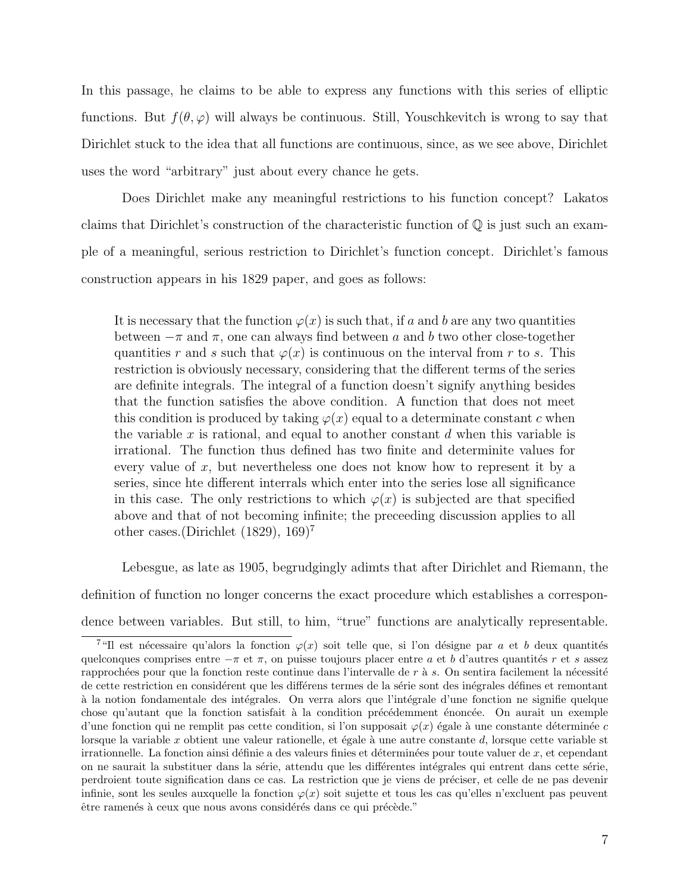In this passage, he claims to be able to express any functions with this series of elliptic functions. But $f(\theta, \varphi)$ will always be continuous. Still, Youschkevitch is wrong to say that Dirichlet stuck to the idea that all functions are continuous, since, as we see above, Dirichlet uses the word "arbitrary" just about every chance he gets.

Does Dirichlet make any meaningful restrictions to his function concept? Lakatos claims that Dirichlet's construction of the characteristic function of $\mathbb{Q}$ is just such an example of a meaningful, serious restriction to Dirichlet's function concept. Dirichlet's famous construction appears in his 1829 paper, and goes as follows:

> It is necessary that the function $\varphi(x)$ is such that, if $a$ and $b$ are any two quantities between $-\pi$ and $\pi$, one can always find between $a$ and $b$ two other close-together quantities $r$ and $s$ such that $\varphi(x)$ is continuous on the interval from $r$ to $s$. This restriction is obviously necessary, considering that the different terms of the series are definite integrals. The integral of a function doesn't signify anything besides that the function satisfies the above condition. A function that does not meet this condition is produced by taking $\varphi(x)$ equal to a determinate constant $c$ when the variable $x$ is rational, and equal to another constant $d$ when this variable is irrational. The function thus defined has two finite and determinite values for every value of $x$, but nevertheless one does not know how to represent it by a series, since hte different interrals which enter into the series lose all significance in this case. The only restrictions to which $\varphi(x)$ is subjected are that specified above and that of not becoming infinite; the preceeding discussion applies to all other cases.(Dirichlet (1829), 169)[7]

Lebesgue, as late as 1905, begrudgingly adimts that after Dirichlet and Riemann, the definition of function no longer concerns the exact procedure which establishes a correspondence between variables. But still, to him, "true" functions are analytically representable.

---

[7] "Il est nécessaire qu'alors la fonction $\varphi(x)$ soit telle que, si l'on désigne par $a$ et $b$ deux quantités quelconques comprises entre $-\pi$ et $\pi$, on puisse toujours placer entre $a$ et $b$ d'autres quantités $r$ et $s$ assez rapprochées pour que la fonction reste continue dans l'intervalle de $r$ à $s$. On sentira facilement la nécessité de cette restriction en considérent que les différens termes de la série sont des inégrales défines et remontant à la notion fondamentale des intégrales. On verra alors que l'intégrale d'une fonction ne signifie quelque chose qu'autant que la fonction satisfait à la condition précédemment énoncée. On aurait un exemple d'une fonction qui ne remplit pas cette condition, si l'on supposait $\varphi(x)$ égale à une constante déterminée $c$ lorsque la variable $x$ obtient une valeur rationelle, et égale à une autre constante $d$, lorsque cette variable st irrationnelle. La fonction ainsi définie a des valeurs finies et déterminées pour toute valuer de $x$, et cependant on ne saurait la substituer dans la série, attendu que les différentes intégrales qui entrent dans cette série, perdroient toute signification dans ce cas. La restriction que je viens de préciser, et celle de ne pas devenir infinie, sont les seules auxquelle la fonction $\varphi(x)$ soit sujette et tous les cas qu'elles n'excluent pas peuvent être ramenés à ceux que nous avons considérés dans ce qui précède."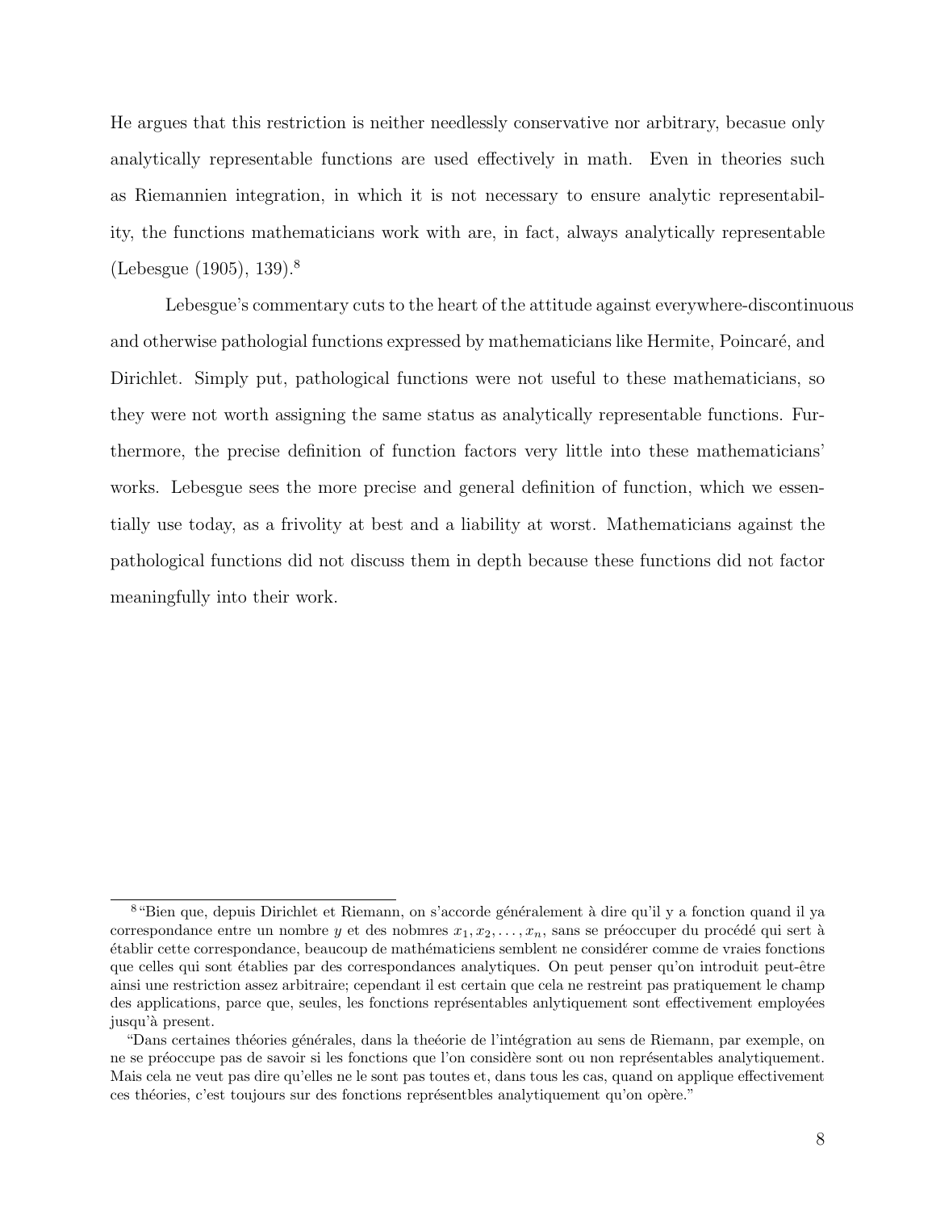He argues that this restriction is neither needlessly conservative nor arbitrary, becasue only analytically representable functions are used effectively in math. Even in theories such as Riemannien integration, in which it is not necessary to ensure analytic representability, the functions mathematicians work with are, in fact, always analytically representable (Lebesgue (1905), 139).[8]

Lebesgue's commentary cuts to the heart of the attitude against everywhere-discontinuous and otherwise pathologial functions expressed by mathematicians like Hermite, Poincaré, and Dirichlet. Simply put, pathological functions were not useful to these mathematicians, so they were not worth assigning the same status as analytically representable functions. Furthermore, the precise definition of function factors very little into these mathematicians' works. Lebesgue sees the more precise and general definition of function, which we essentially use today, as a frivolity at best and a liability at worst. Mathematicians against the pathological functions did not discuss them in depth because these functions did not factor meaningfully into their work.

---

[8] "Bien que, depuis Dirichlet et Riemann, on s'accorde généralement à dire qu'il y a fonction quand il ya correspondance entre un nombre $y$ et des nobmres $x_1, x_2, \ldots, x_n$, sans se préoccuper du procédé qui sert à établir cette correspondance, beaucoup de mathématiciens semblent ne considérer comme de vraies fonctions que celles qui sont établies par des correspondances analytiques. On peut penser qu'on introduit peut-être ainsi une restriction assez arbitraire; cependant il est certain que cela ne restreint pas pratiquement le champ des applications, parce que, seules, les fonctions représentables anlytiquement sont effectivement employées jusqu'à present.

"Dans certaines théories générales, dans la theéorie de l'intégration au sens de Riemann, par exemple, on ne se préoccupe pas de savoir si les fonctions que l'on considère sont ou non représentables analytiquement. Mais cela ne veut pas dire qu'elles ne le sont pas toutes et, dans tous les cas, quand on applique effectivement ces théories, c'est toujours sur des fonctions représentbles analytiquement qu'on opère."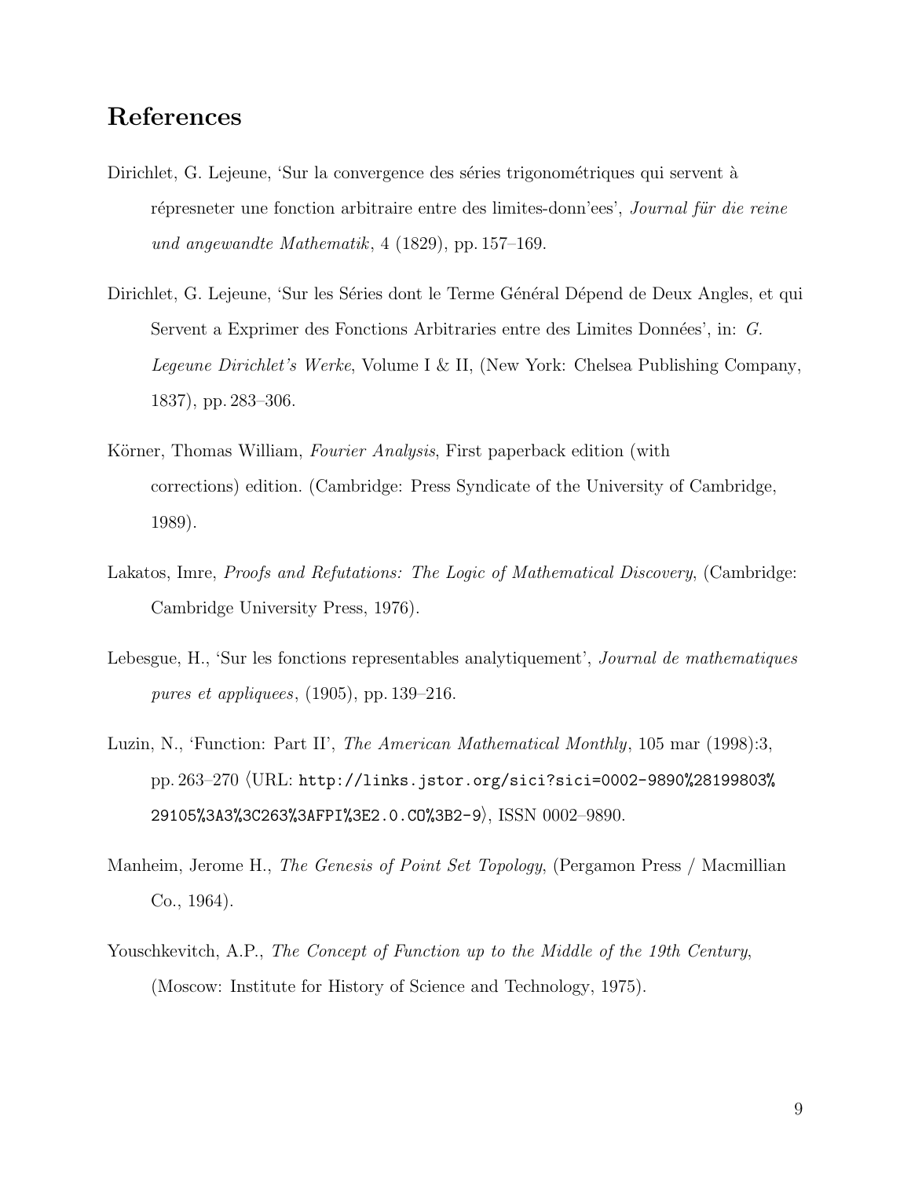# References

Dirichlet, G. Lejeune, 'Sur la convergence des séries trigonométriques qui servent à répresneter une fonction arbitraire entre des limites-donn'ees', *Journal für die reine und angewandte Mathematik*, 4 (1829), pp. 157–169.

Dirichlet, G. Lejeune, 'Sur les Séries dont le Terme Général Dépend de Deux Angles, et qui Servent a Exprimer des Fonctions Arbitraries entre des Limites Données', in: *G. Legeune Dirichlet's Werke*, Volume I & II, (New York: Chelsea Publishing Company, 1837), pp. 283–306.

Körner, Thomas William, *Fourier Analysis*, First paperback edition (with corrections) edition. (Cambridge: Press Syndicate of the University of Cambridge, 1989).

Lakatos, Imre, *Proofs and Refutations: The Logic of Mathematical Discovery*, (Cambridge: Cambridge University Press, 1976).

Lebesgue, H., 'Sur les fonctions representables analytiquement', *Journal de mathematiques pures et appliquees*, (1905), pp. 139–216.

Luzin, N., 'Function: Part II', *The American Mathematical Monthly*, 105 mar (1998):3, pp. 263–270 ⟨URL: `http://links.jstor.org/sici?sici=0002-9890%28199803%29105%3A3%3C263%3AFPI%3E2.0.CO%3B2-9`⟩, ISSN 0002–9890.

Manheim, Jerome H., *The Genesis of Point Set Topology*, (Pergamon Press / Macmillian Co., 1964).

Youschkevitch, A.P., *The Concept of Function up to the Middle of the 19th Century*, (Moscow: Institute for History of Science and Technology, 1975).